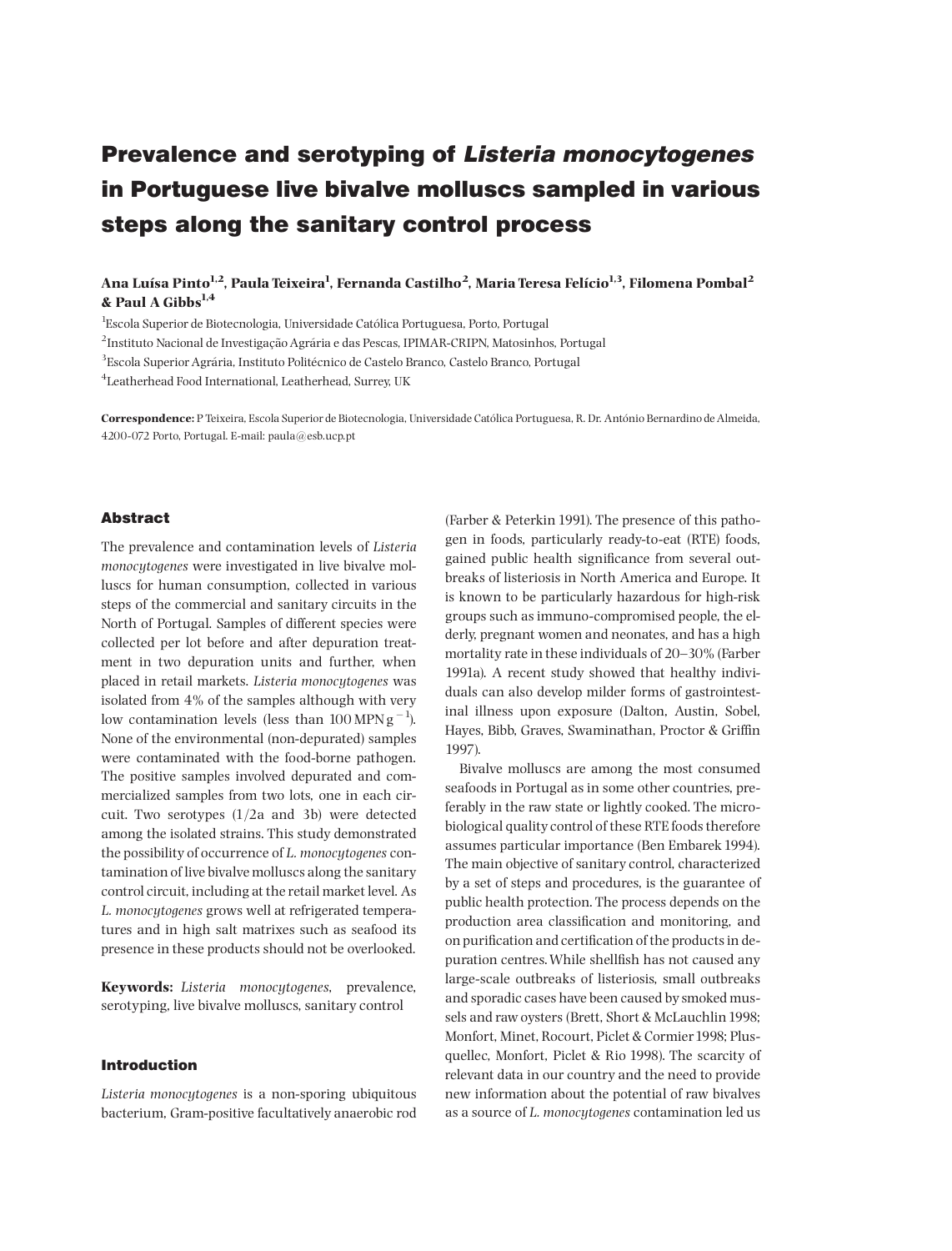# Prevalence and serotyping of *Listeria monocytogenes* in Portuguese live bivalve molluscs sampled in various steps along the sanitary control process

**Ana Luísa Pinto[1,2], Paula Teixeira[1], Fernanda Castilho[2], Maria Teresa Felício[1,3], Filomena Pombal[2] & Paul A Gibbs[1,4]**

[1]Escola Superior de Biotecnologia, Universidade Católica Portuguesa, Porto, Portugal

[2]Instituto Nacional de Investigação Agrária e das Pescas, IPIMAR-CRIPN, Matosinhos, Portugal

[3]Escola Superior Agrária, Instituto Politécnico de Castelo Branco, Castelo Branco, Portugal

[4]Leatherhead Food International, Leatherhead, Surrey, UK

**Correspondence:** P Teixeira, Escola Superior de Biotecnologia, Universidade Católica Portuguesa, R. Dr. António Bernardino de Almeida, 4200-072 Porto, Portugal. E-mail: paula@esb.ucp.pt

## Abstract

The prevalence and contamination levels of *Listeria monocytogenes* were investigated in live bivalve molluscs for human consumption, collected in various steps of the commercial and sanitary circuits in the North of Portugal. Samples of different species were collected per lot before and after depuration treatment in two depuration units and further, when placed in retail markets. *Listeria monocytogenes* was isolated from 4% of the samples although with very low contamination levels (less than 100 MPN $g^{-1}$). None of the environmental (non-depurated) samples were contaminated with the food-borne pathogen. The positive samples involved depurated and commercialized samples from two lots, one in each circuit. Two serotypes (1/2a and 3b) were detected among the isolated strains. This study demonstrated the possibility of occurrence of *L. monocytogenes* contamination of live bivalve molluscs along the sanitary control circuit, including at the retail market level. As *L. monocytogenes* grows well at refrigerated temperatures and in high salt matrixes such as seafood its presence in these products should not be overlooked.

**Keywords:** *Listeria monocytogenes*, prevalence, serotyping, live bivalve molluscs, sanitary control

## Introduction

*Listeria monocytogenes* is a non-sporing ubiquitous bacterium, Gram-positive facultatively anaerobic rod (Farber & Peterkin 1991). The presence of this pathogen in foods, particularly ready-to-eat (RTE) foods, gained public health significance from several outbreaks of listeriosis in North America and Europe. It is known to be particularly hazardous for high-risk groups such as immuno-compromised people, the elderly, pregnant women and neonates, and has a high mortality rate in these individuals of 20–30% (Farber 1991a). A recent study showed that healthy individuals can also develop milder forms of gastrointestinal illness upon exposure (Dalton, Austin, Sobel, Hayes, Bibb, Graves, Swaminathan, Proctor & Griffin 1997).

Bivalve molluscs are among the most consumed seafoods in Portugal as in some other countries, preferably in the raw state or lightly cooked. The microbiological quality control of these RTE foods therefore assumes particular importance (Ben Embarek 1994). The main objective of sanitary control, characterized by a set of steps and procedures, is the guarantee of public health protection. The process depends on the production area classification and monitoring, and on purification and certification of the products in depuration centres. While shellfish has not caused any large-scale outbreaks of listeriosis, small outbreaks and sporadic cases have been caused by smoked mussels and raw oysters (Brett, Short & McLauchlin 1998; Monfort, Minet, Rocourt, Piclet & Cormier 1998; Plusquellec, Monfort, Piclet & Rio 1998). The scarcity of relevant data in our country and the need to provide new information about the potential of raw bivalves as a source of *L. monocytogenes* contamination led us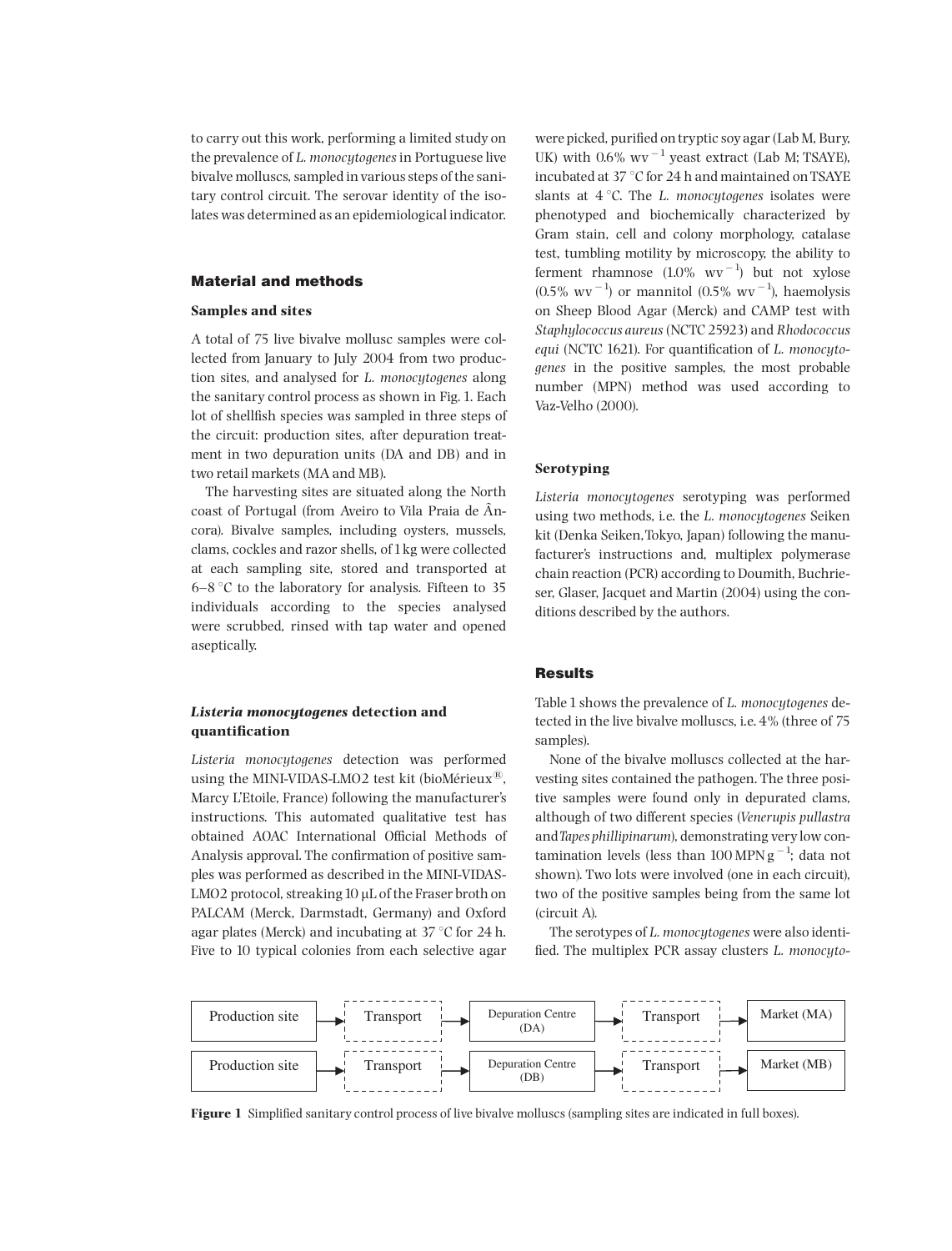to carry out this work, performing a limited study on the prevalence of *L. monocytogenes* in Portuguese live bivalve molluscs, sampled in various steps of the sanitary control circuit. The serovar identity of the isolates was determined as an epidemiological indicator.

## Material and methods

### Samples and sites

A total of 75 live bivalve mollusc samples were collected from January to July 2004 from two production sites, and analysed for *L. monocytogenes* along the sanitary control process as shown in Fig. 1. Each lot of shellfish species was sampled in three steps of the circuit: production sites, after depuration treatment in two depuration units (DA and DB) and in two retail markets (MA and MB).

The harvesting sites are situated along the North coast of Portugal (from Aveiro to Vila Praia de Âncora). Bivalve samples, including oysters, mussels, clams, cockles and razor shells, of 1 kg were collected at each sampling site, stored and transported at 6–8 °C to the laboratory for analysis. Fifteen to 35 individuals according to the species analysed were scrubbed, rinsed with tap water and opened aseptically.

### *Listeria monocytogenes* detection and quantification

*Listeria monocytogenes* detection was performed using the MINI-VIDAS-LMO2 test kit (bioMérieux®, Marcy L'Etoile, France) following the manufacturer's instructions. This automated qualitative test has obtained AOAC International Official Methods of Analysis approval. The confirmation of positive samples was performed as described in the MINI-VIDAS-LMO2 protocol, streaking 10 μL of the Fraser broth on PALCAM (Merck, Darmstadt, Germany) and Oxford agar plates (Merck) and incubating at 37 °C for 24 h. Five to 10 typical colonies from each selective agar were picked, purified on tryptic soy agar (Lab M, Bury, UK) with 0.6% $wv^{-1}$ yeast extract (Lab M; TSAYE), incubated at 37 °C for 24 h and maintained on TSAYE slants at 4 °C. The *L. monocytogenes* isolates were phenotyped and biochemically characterized by Gram stain, cell and colony morphology, catalase test, tumbling motility by microscopy, the ability to ferment rhamnose (1.0% $wv^{-1}$) but not xylose (0.5% $wv^{-1}$) or mannitol (0.5% $wv^{-1}$), haemolysis on Sheep Blood Agar (Merck) and CAMP test with *Staphylococcus aureus* (NCTC 25923) and *Rhodococcus equi* (NCTC 1621). For quantification of *L. monocytogenes* in the positive samples, the most probable number (MPN) method was used according to Vaz-Velho (2000).

### Serotyping

*Listeria monocytogenes* serotyping was performed using two methods, i.e. the *L. monocytogenes* Seiken kit (Denka Seiken, Tokyo, Japan) following the manufacturer's instructions and, multiplex polymerase chain reaction (PCR) according to Doumith, Buchrieser, Glaser, Jacquet and Martin (2004) using the conditions described by the authors.

## Results

Table 1 shows the prevalence of *L. monocytogenes* detected in the live bivalve molluscs, i.e. 4% (three of 75 samples).

None of the bivalve molluscs collected at the harvesting sites contained the pathogen. The three positive samples were found only in depurated clams, although of two different species (*Venerupis pullastra* and *Tapes phillipinarum*), demonstrating very low contamination levels (less than 100 MPN $g^{-1}$; data not shown). Two lots were involved (one in each circuit), two of the positive samples being from the same lot (circuit A).

The serotypes of *L. monocytogenes* were also identified. The multiplex PCR assay clusters *L. monocyto-*

Production site → Transport → Depuration Centre (DA) → Transport → Market (MA)

Production site → Transport → Depuration Centre (DB) → Transport → Market (MB)

**Figure 1** Simplified sanitary control process of live bivalve molluscs (sampling sites are indicated in full boxes).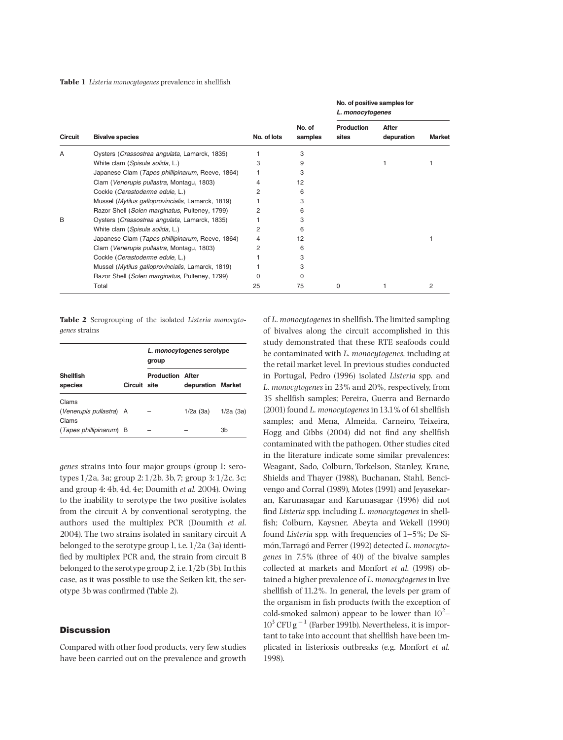**Table 1** *Listeria monocytogenes* prevalence in shellfish

| Circuit | Bivalve species | No. of lots | No. of samples | No. of positive samples for *L. monocytogenes* | | |
|---|---|---|---|---|---|---|
| | | | | Production sites | After depuration | Market |
| A | Oysters (*Crassostrea angulata*, Lamarck, 1835) | 1 | 3 | | | |
| | White clam (*Spisula solida*, L.) | 3 | 9 | | 1 | 1 |
| | Japanese Clam (*Tapes phillipinarum*, Reeve, 1864) | 1 | 3 | | | |
| | Clam (*Venerupis pullastra*, Montagu, 1803) | 4 | 12 | | | |
| | Cockle (*Cerastoderme edule*, L.) | 2 | 6 | | | |
| | Mussel (*Mytilus galloprovincialis*, Lamarck, 1819) | 1 | 3 | | | |
| | Razor Shell (*Solen marginatus*, Pulteney, 1799) | 2 | 6 | | | |
| B | Oysters (*Crassostrea angulata*, Lamarck, 1835) | 1 | 3 | | | |
| | White clam (*Spisula solida*, L.) | 2 | 6 | | | |
| | Japanese Clam (*Tapes phillipinarum*, Reeve, 1864) | 4 | 12 | | | 1 |
| | Clam (*Venerupis pullastra*, Montagu, 1803) | 2 | 6 | | | |
| | Cockle (*Cerastoderme edule*, L.) | 1 | 3 | | | |
| | Mussel (*Mytilus galloprovincialis*, Lamarck, 1819) | 1 | 3 | | | |
| | Razor Shell (*Solen marginatus*, Pulteney, 1799) | 0 | 0 | | | |
| | Total | 25 | 75 | 0 | 1 | 2 |

**Table 2** Serogrouping of the isolated *Listeria monocytogenes* strains

| Shellfish species | Circuit | *L. monocytogenes* serotype group | | |
|---|---|---|---|---|
| | | Production site | After depuration | Market |
| Clams (*Venerupis pullastra*) | A | – | 1/2a (3a) | 1/2a (3a) |
| Clams (*Tapes phillipinarum*) | B | – | – | 3b |

*genes* strains into four major groups (group 1: serotypes 1/2a, 3a; group 2: 1/2b, 3b, 7; group 3: 1/2c, 3c; and group 4: 4b, 4d, 4e; Doumith *et al*. 2004). Owing to the inability to serotype the two positive isolates from the circuit A by conventional serotyping, the authors used the multiplex PCR (Doumith *et al*. 2004). The two strains isolated in sanitary circuit A belonged to the serotype group 1, i.e. 1/2a (3a) identified by multiplex PCR and, the strain from circuit B belonged to the serotype group 2, i.e. 1/2b (3b). In this case, as it was possible to use the Seiken kit, the serotype 3b was confirmed (Table 2).

## Discussion

Compared with other food products, very few studies have been carried out on the prevalence and growth of *L. monocytogenes* in shellfish. The limited sampling of bivalves along the circuit accomplished in this study demonstrated that these RTE seafoods could be contaminated with *L. monocytogenes*, including at the retail market level. In previous studies conducted in Portugal, Pedro (1996) isolated *Listeria* spp. and *L. monocytogenes* in 23% and 20%, respectively, from 35 shellfish samples; Pereira, Guerra and Bernardo (2001) found *L. monocytogenes* in 13.1% of 61 shellfish samples; and Mena, Almeida, Carneiro, Teixeira, Hogg and Gibbs (2004) did not find any shellfish contaminated with the pathogen. Other studies cited in the literature indicate some similar prevalences: Weagant, Sado, Colburn, Torkelson, Stanley, Krane, Shields and Thayer (1988), Buchanan, Stahl, Bencivengo and Corral (1989), Motes (1991) and Jeyasekaran, Karunasagar and Karunasagar (1996) did not find *Listeria* spp. including *L. monocytogenes* in shellfish; Colburn, Kaysner, Abeyta and Wekell (1990) found *Listeria* spp. with frequencies of 1–5%; De Simón, Tarragó and Ferrer (1992) detected *L. monocytogenes* in 7.5% (three of 40) of the bivalve samples collected at markets and Monfort *et al*. (1998) obtained a higher prevalence of *L. monocytogenes* in live shellfish of 11.2%. In general, the levels per gram of the organism in fish products (with the exception of cold-smoked salmon) appear to be lower than $10^2$–$10^3$ CFU g$^{-1}$ (Farber 1991b). Nevertheless, it is important to take into account that shellfish have been implicated in listeriosis outbreaks (e.g. Monfort *et al*. 1998).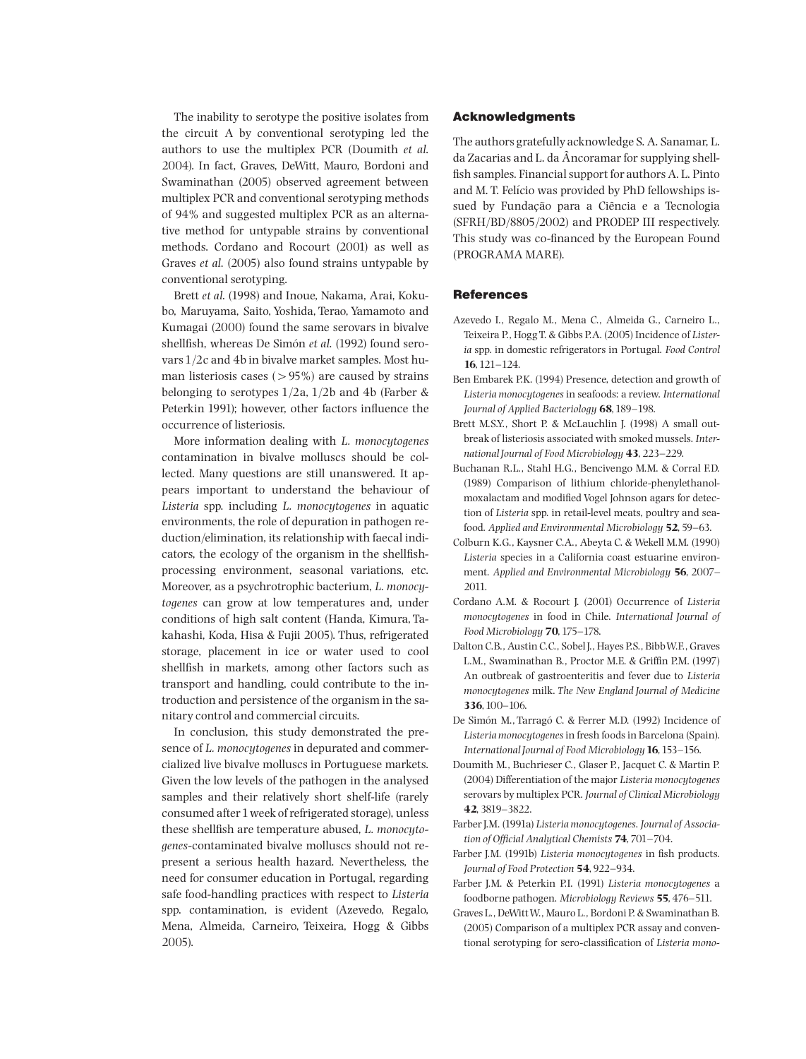The inability to serotype the positive isolates from the circuit A by conventional serotyping led the authors to use the multiplex PCR (Doumith *et al.* 2004). In fact, Graves, DeWitt, Mauro, Bordoni and Swaminathan (2005) observed agreement between multiplex PCR and conventional serotyping methods of 94% and suggested multiplex PCR as an alternative method for untypable strains by conventional methods. Cordano and Rocourt (2001) as well as Graves *et al.* (2005) also found strains untypable by conventional serotyping.

Brett *et al.* (1998) and Inoue, Nakama, Arai, Kokubo, Maruyama, Saito, Yoshida, Terao, Yamamoto and Kumagai (2000) found the same serovars in bivalve shellfish, whereas De Simón *et al.* (1992) found serovars 1/2c and 4b in bivalve market samples. Most human listeriosis cases (>95%) are caused by strains belonging to serotypes 1/2a, 1/2b and 4b (Farber & Peterkin 1991); however, other factors influence the occurrence of listeriosis.

More information dealing with *L. monocytogenes* contamination in bivalve molluscs should be collected. Many questions are still unanswered. It appears important to understand the behaviour of *Listeria* spp. including *L. monocytogenes* in aquatic environments, the role of depuration in pathogen reduction/elimination, its relationship with faecal indicators, the ecology of the organism in the shellfish-processing environment, seasonal variations, etc. Moreover, as a psychrotrophic bacterium, *L. monocytogenes* can grow at low temperatures and, under conditions of high salt content (Handa, Kimura, Takahashi, Koda, Hisa & Fujii 2005). Thus, refrigerated storage, placement in ice or water used to cool shellfish in markets, among other factors such as transport and handling, could contribute to the introduction and persistence of the organism in the sanitary control and commercial circuits.

In conclusion, this study demonstrated the presence of *L. monocytogenes* in depurated and commercialized live bivalve molluscs in Portuguese markets. Given the low levels of the pathogen in the analysed samples and their relatively short shelf-life (rarely consumed after 1 week of refrigerated storage), unless these shellfish are temperature abused, *L. monocytogenes*-contaminated bivalve molluscs should not represent a serious health hazard. Nevertheless, the need for consumer education in Portugal, regarding safe food-handling practices with respect to *Listeria* spp. contamination, is evident (Azevedo, Regalo, Mena, Almeida, Carneiro, Teixeira, Hogg & Gibbs 2005).

## Acknowledgments

The authors gratefully acknowledge S. A. Sanamar, L. da Zacarias and L. da Âncoramar for supplying shellfish samples. Financial support for authors A. L. Pinto and M. T. Felício was provided by PhD fellowships issued by Fundação para a Ciência e a Tecnologia (SFRH/BD/8805/2002) and PRODEP III respectively. This study was co-financed by the European Found (PROGRAMA MARE).

## References

Azevedo I., Regalo M., Mena C., Almeida G., Carneiro L., Teixeira P., Hogg T. & Gibbs P.A. (2005) Incidence of *Listeria* spp. in domestic refrigerators in Portugal. *Food Control* **16**, 121–124.

Ben Embarek P.K. (1994) Presence, detection and growth of *Listeria monocytogenes* in seafoods: a review. *International Journal of Applied Bacteriology* **68**, 189–198.

Brett M.S.Y., Short P. & McLauchlin J. (1998) A small outbreak of listeriosis associated with smoked mussels. *International Journal of Food Microbiology* **43**, 223–229.

Buchanan R.L., Stahl H.G., Bencivengo M.M. & Corral F.D. (1989) Comparison of lithium chloride-phenylethanol-moxalactam and modified Vogel Johnson agars for detection of *Listeria* spp. in retail-level meats, poultry and seafood. *Applied and Environmental Microbiology* **52**, 59–63.

Colburn K.G., Kaysner C.A., Abeyta C. & Wekell M.M. (1990) *Listeria* species in a California coast estuarine environment. *Applied and Environmental Microbiology* **56**, 2007–2011.

Cordano A.M. & Rocourt J. (2001) Occurrence of *Listeria monocytogenes* in food in Chile. *International Journal of Food Microbiology* **70**, 175–178.

Dalton C.B., Austin C.C., Sobel J., Hayes P.S., Bibb W.F., Graves L.M., Swaminathan B., Proctor M.E. & Griffin P.M. (1997) An outbreak of gastroenteritis and fever due to *Listeria monocytogenes* milk. *The New England Journal of Medicine* **336**, 100–106.

De Simón M., Tarragó C. & Ferrer M.D. (1992) Incidence of *Listeria monocytogenes* in fresh foods in Barcelona (Spain). *International Journal of Food Microbiology* **16**, 153–156.

Doumith M., Buchrieser C., Glaser P., Jacquet C. & Martin P. (2004) Differentiation of the major *Listeria monocytogenes* serovars by multiplex PCR. *Journal of Clinical Microbiology* **42**, 3819–3822.

Farber J.M. (1991a) *Listeria monocytogenes*. *Journal of Association of Official Analytical Chemists* **74**, 701–704.

Farber J.M. (1991b) *Listeria monocytogenes* in fish products. *Journal of Food Protection* **54**, 922–934.

Farber J.M. & Peterkin P.I. (1991) *Listeria monocytogenes* a foodborne pathogen. *Microbiology Reviews* **55**, 476–511.

Graves L., DeWitt W., Mauro L., Bordoni P. & Swaminathan B. (2005) Comparison of a multiplex PCR assay and conventional serotyping for sero-classification of *Listeria mono-*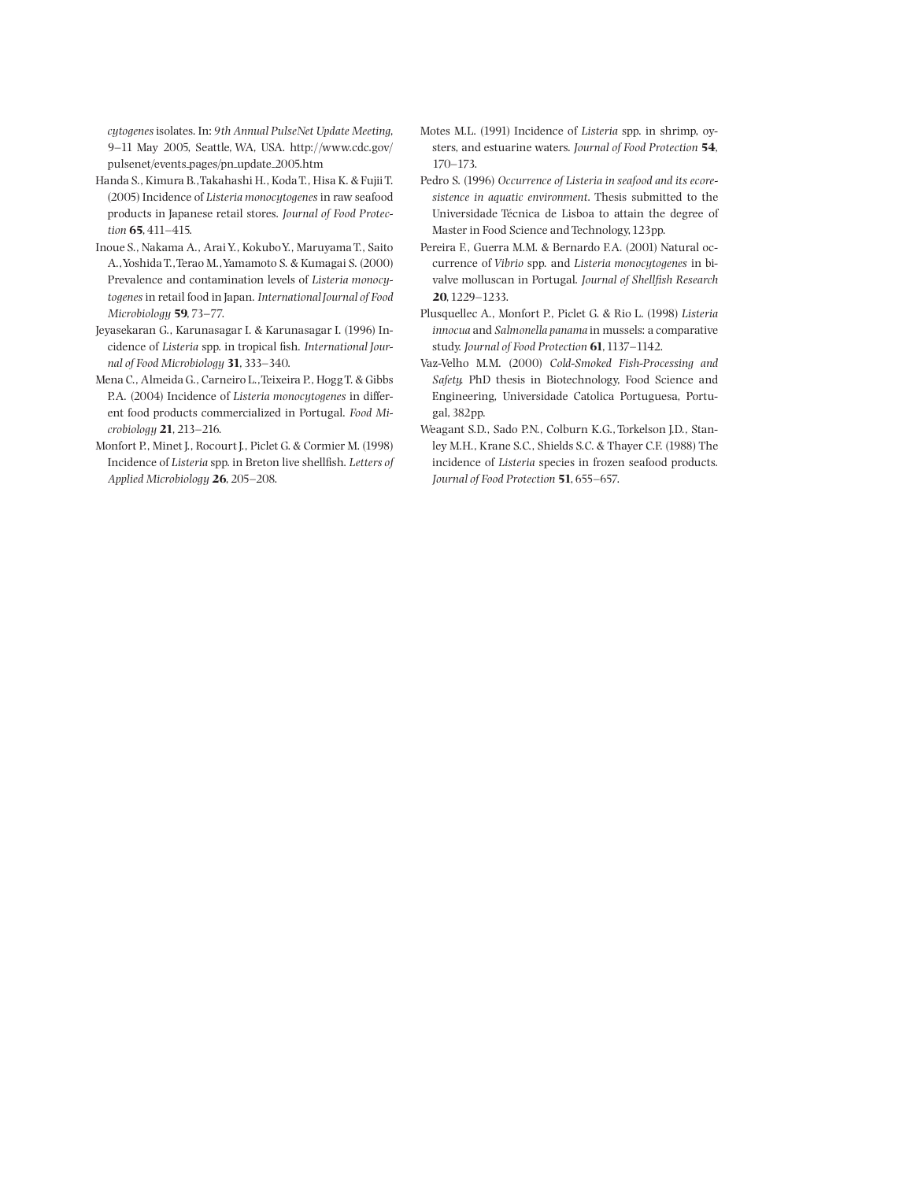*cytogenes* isolates. In: *9th Annual PulseNet Update Meeting*, 9–11 May 2005, Seattle, WA, USA. http://www.cdc.gov/pulsenet/events_pages/pn_update_2005.htm

Handa S., Kimura B., Takahashi H., Koda T., Hisa K. & Fujii T. (2005) Incidence of *Listeria monocytogenes* in raw seafood products in Japanese retail stores. *Journal of Food Protection* **65**, 411–415.

Inoue S., Nakama A., Arai Y., Kokubo Y., Maruyama T., Saito A., Yoshida T., Terao M., Yamamoto S. & Kumagai S. (2000) Prevalence and contamination levels of *Listeria monocytogenes* in retail food in Japan. *International Journal of Food Microbiology* **59**, 73–77.

Jeyasekaran G., Karunasagar I. & Karunasagar I. (1996) Incidence of *Listeria* spp. in tropical fish. *International Journal of Food Microbiology* **31**, 333–340.

Mena C., Almeida G., Carneiro L., Teixeira P., Hogg T. & Gibbs P.A. (2004) Incidence of *Listeria monocytogenes* in different food products commercialized in Portugal. *Food Microbiology* **21**, 213–216.

Monfort P., Minet J., Rocourt J., Piclet G. & Cormier M. (1998) Incidence of *Listeria* spp. in Breton live shellfish. *Letters of Applied Microbiology* **26**, 205–208.

Motes M.L. (1991) Incidence of *Listeria* spp. in shrimp, oysters, and estuarine waters. *Journal of Food Protection* **54**, 170–173.

Pedro S. (1996) *Occurrence of Listeria in seafood and its ecoresistence in aquatic environment*. Thesis submitted to the Universidade Técnica de Lisboa to attain the degree of Master in Food Science and Technology, 123pp.

Pereira F., Guerra M.M. & Bernardo F.A. (2001) Natural occurrence of *Vibrio* spp. and *Listeria monocytogenes* in bivalve molluscan in Portugal. *Journal of Shellfish Research* **20**, 1229–1233.

Plusquellec A., Monfort P., Piclet G. & Rio L. (1998) *Listeria innocua* and *Salmonella panama* in mussels: a comparative study. *Journal of Food Protection* **61**, 1137–1142.

Vaz-Velho M.M. (2000) *Cold-Smoked Fish-Processing and Safety*. PhD thesis in Biotechnology, Food Science and Engineering, Universidade Catolica Portuguesa, Portugal, 382pp.

Weagant S.D., Sado P.N., Colburn K.G., Torkelson J.D., Stanley M.H., Krane S.C., Shields S.C. & Thayer C.F. (1988) The incidence of *Listeria* species in frozen seafood products. *Journal of Food Protection* **51**, 655–657.